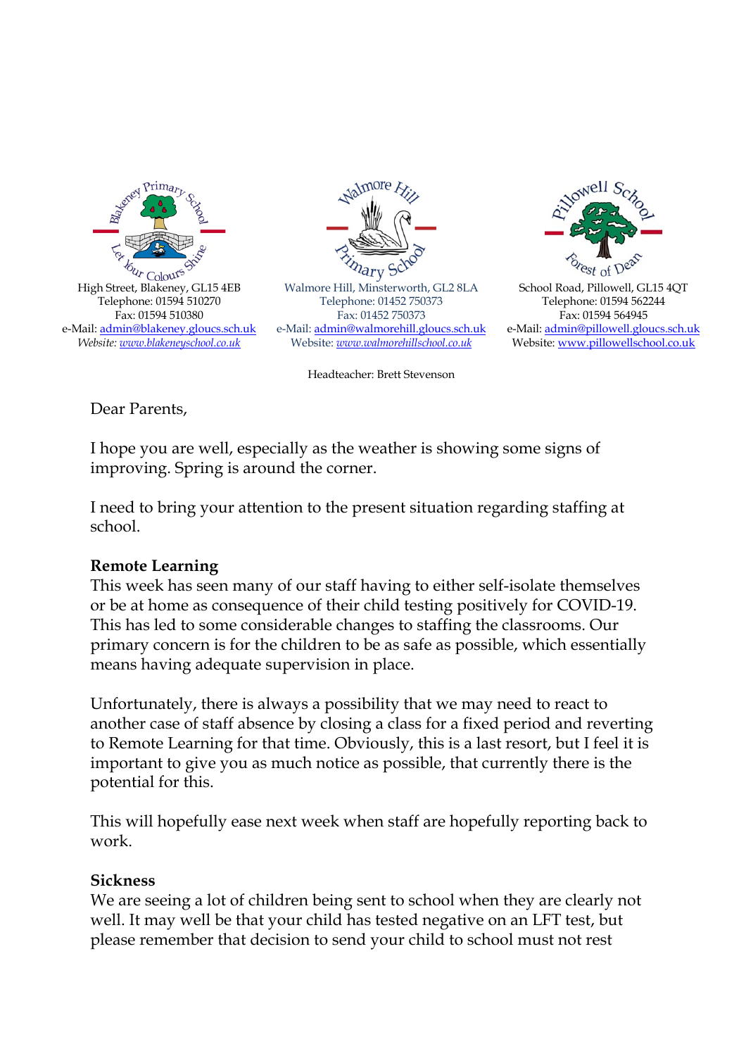Blakeney Primary School — Let Your Colours Shine
High Street, Blakeney, GL15 4EB
Telephone: 01594 510270
Fax: 01594 510380
e-Mail: admin@blakeney.gloucs.sch.uk
*Website: www.blakeneyschool.co.uk*

Walmore Hill Primary School
Walmore Hill, Minsterworth, GL2 8LA
Telephone: 01452 750373
Fax: 01452 750373
e-Mail: admin@walmorehill.gloucs.sch.uk
Website: *www.walmorehillschool.co.uk*

Pillowell School — Forest of Dean
School Road, Pillowell, GL15 4QT
Telephone: 01594 562244
Fax: 01594 564945
e-Mail: admin@pillowell.gloucs.sch.uk
Website: www.pillowellschool.co.uk

Headteacher: Brett Stevenson

Dear Parents,

I hope you are well, especially as the weather is showing some signs of improving. Spring is around the corner.

I need to bring your attention to the present situation regarding staffing at school.

**Remote Learning**

This week has seen many of our staff having to either self-isolate themselves or be at home as consequence of their child testing positively for COVID-19. This has led to some considerable changes to staffing the classrooms. Our primary concern is for the children to be as safe as possible, which essentially means having adequate supervision in place.

Unfortunately, there is always a possibility that we may need to react to another case of staff absence by closing a class for a fixed period and reverting to Remote Learning for that time. Obviously, this is a last resort, but I feel it is important to give you as much notice as possible, that currently there is the potential for this.

This will hopefully ease next week when staff are hopefully reporting back to work.

**Sickness**

We are seeing a lot of children being sent to school when they are clearly not well. It may well be that your child has tested negative on an LFT test, but please remember that decision to send your child to school must not rest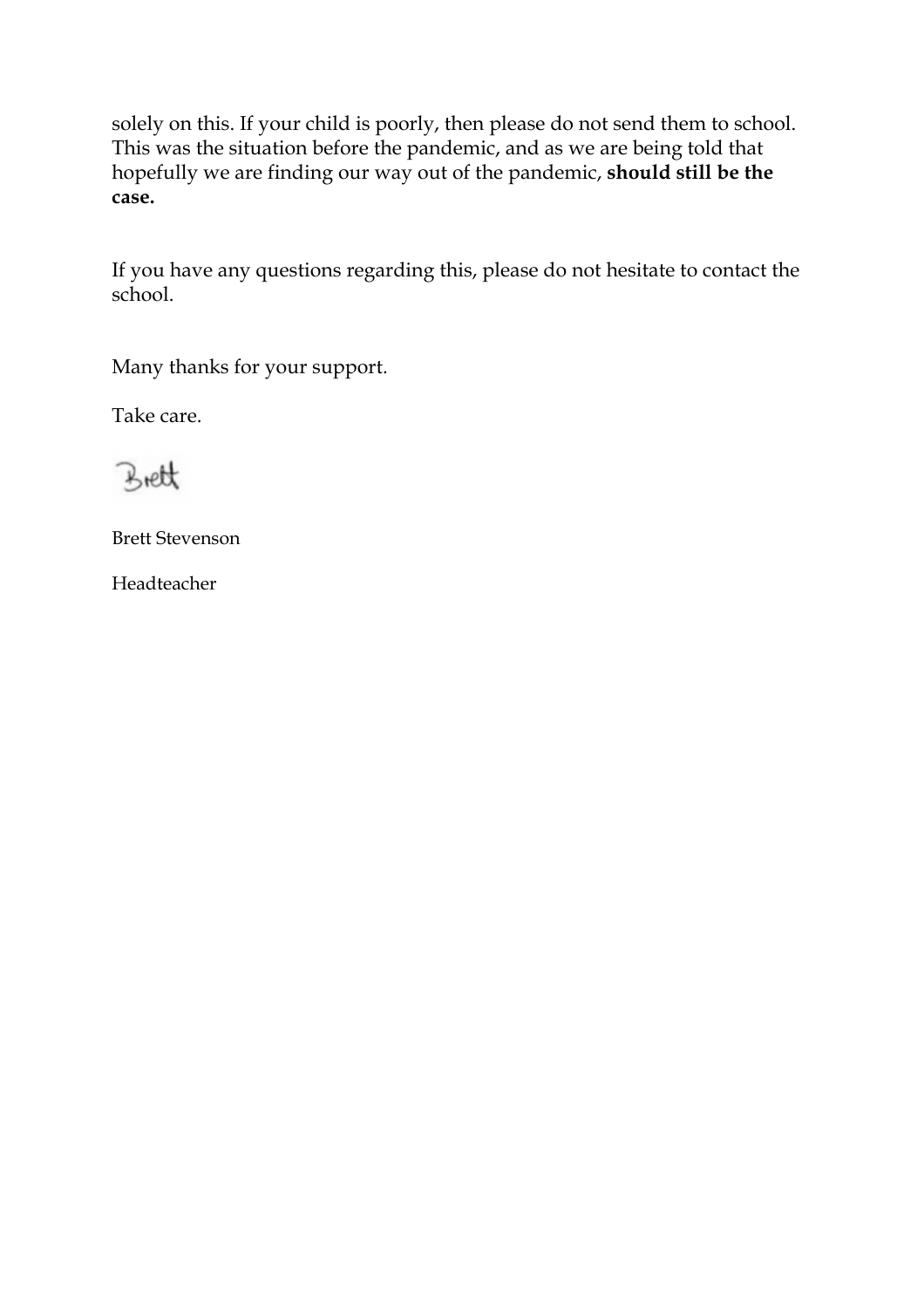solely on this. If your child is poorly, then please do not send them to school. This was the situation before the pandemic, and as we are being told that hopefully we are finding our way out of the pandemic, **should still be the case.**

If you have any questions regarding this, please do not hesitate to contact the school.

Many thanks for your support.

Take care.

Brett

Brett Stevenson

Headteacher